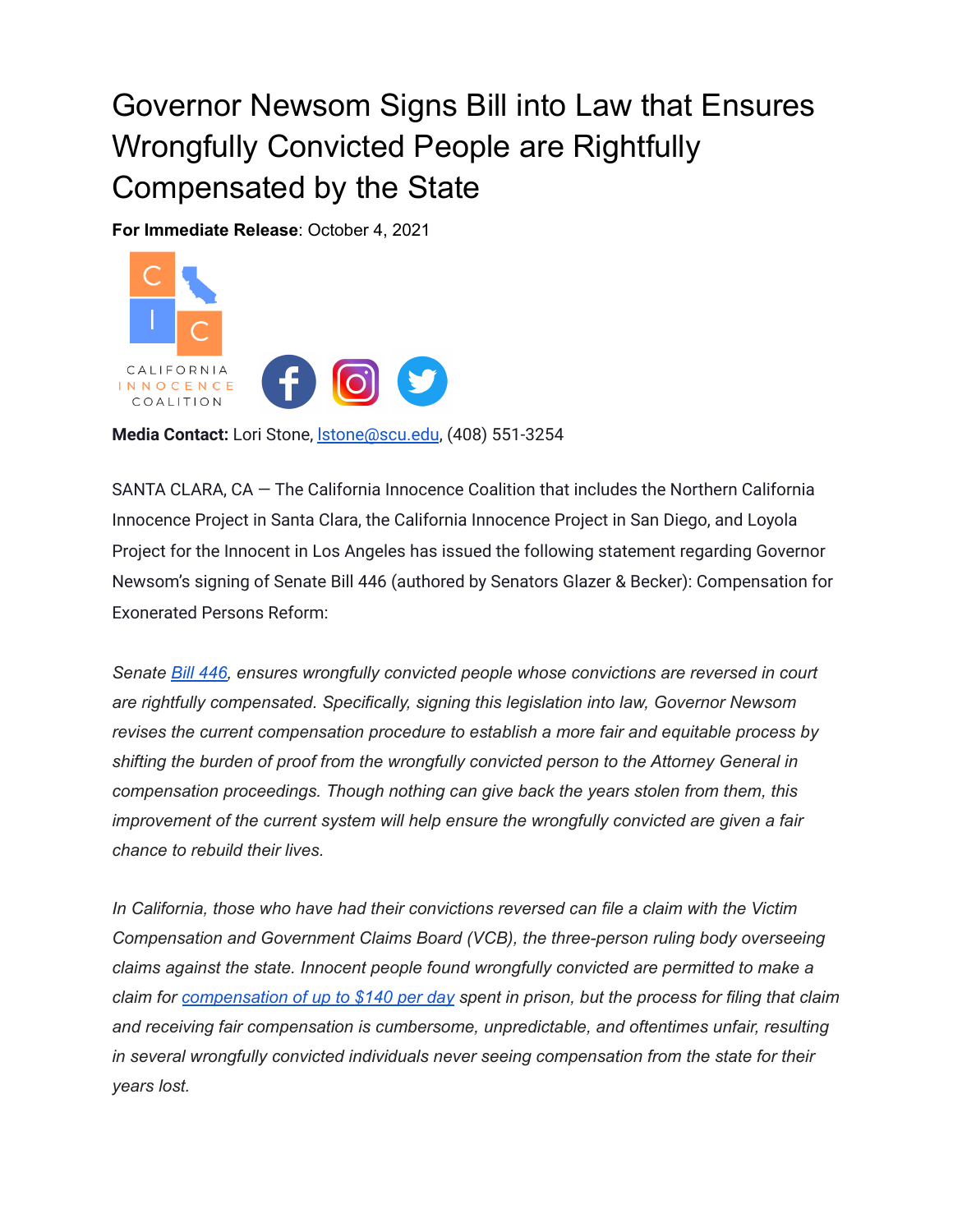# Governor Newsom Signs Bill into Law that Ensures Wrongfully Convicted People are Rightfully Compensated by the State

**For Immediate Release**: October 4, 2021

CALIFORNIA INNOCENCE COALITION

**Media Contact:** Lori Stone, lstone@scu.edu, (408) 551-3254

SANTA CLARA, CA — The California Innocence Coalition that includes the Northern California Innocence Project in Santa Clara, the California Innocence Project in San Diego, and Loyola Project for the Innocent in Los Angeles has issued the following statement regarding Governor Newsom's signing of Senate Bill 446 (authored by Senators Glazer & Becker): Compensation for Exonerated Persons Reform:

*Senate Bill 446, ensures wrongfully convicted people whose convictions are reversed in court are rightfully compensated. Specifically, signing this legislation into law, Governor Newsom revises the current compensation procedure to establish a more fair and equitable process by shifting the burden of proof from the wrongfully convicted person to the Attorney General in compensation proceedings. Though nothing can give back the years stolen from them, this improvement of the current system will help ensure the wrongfully convicted are given a fair chance to rebuild their lives.*

*In California, those who have had their convictions reversed can file a claim with the Victim Compensation and Government Claims Board (VCB), the three-person ruling body overseeing claims against the state. Innocent people found wrongfully convicted are permitted to make a claim for compensation of up to $140 per day spent in prison, but the process for filing that claim and receiving fair compensation is cumbersome, unpredictable, and oftentimes unfair, resulting in several wrongfully convicted individuals never seeing compensation from the state for their years lost.*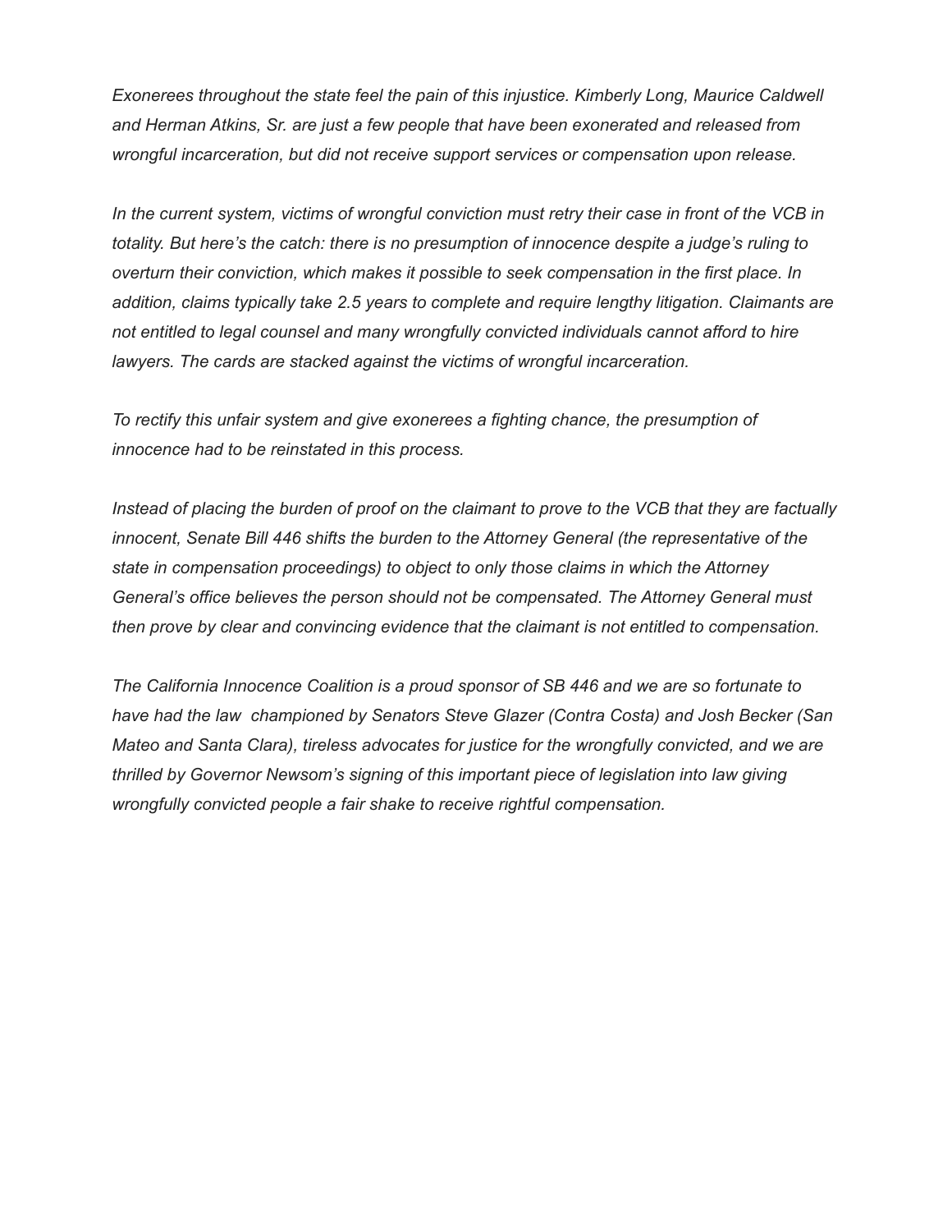*Exonerees throughout the state feel the pain of this injustice. Kimberly Long, Maurice Caldwell and Herman Atkins, Sr. are just a few people that have been exonerated and released from wrongful incarceration, but did not receive support services or compensation upon release.*

*In the current system, victims of wrongful conviction must retry their case in front of the VCB in totality. But here's the catch: there is no presumption of innocence despite a judge's ruling to overturn their conviction, which makes it possible to seek compensation in the first place. In addition, claims typically take 2.5 years to complete and require lengthy litigation. Claimants are not entitled to legal counsel and many wrongfully convicted individuals cannot afford to hire lawyers. The cards are stacked against the victims of wrongful incarceration.*

*To rectify this unfair system and give exonerees a fighting chance, the presumption of innocence had to be reinstated in this process.*

*Instead of placing the burden of proof on the claimant to prove to the VCB that they are factually innocent, Senate Bill 446 shifts the burden to the Attorney General (the representative of the state in compensation proceedings) to object to only those claims in which the Attorney General's office believes the person should not be compensated. The Attorney General must then prove by clear and convincing evidence that the claimant is not entitled to compensation.*

*The California Innocence Coalition is a proud sponsor of SB 446 and we are so fortunate to have had the law championed by Senators Steve Glazer (Contra Costa) and Josh Becker (San Mateo and Santa Clara), tireless advocates for justice for the wrongfully convicted, and we are thrilled by Governor Newsom's signing of this important piece of legislation into law giving wrongfully convicted people a fair shake to receive rightful compensation.*